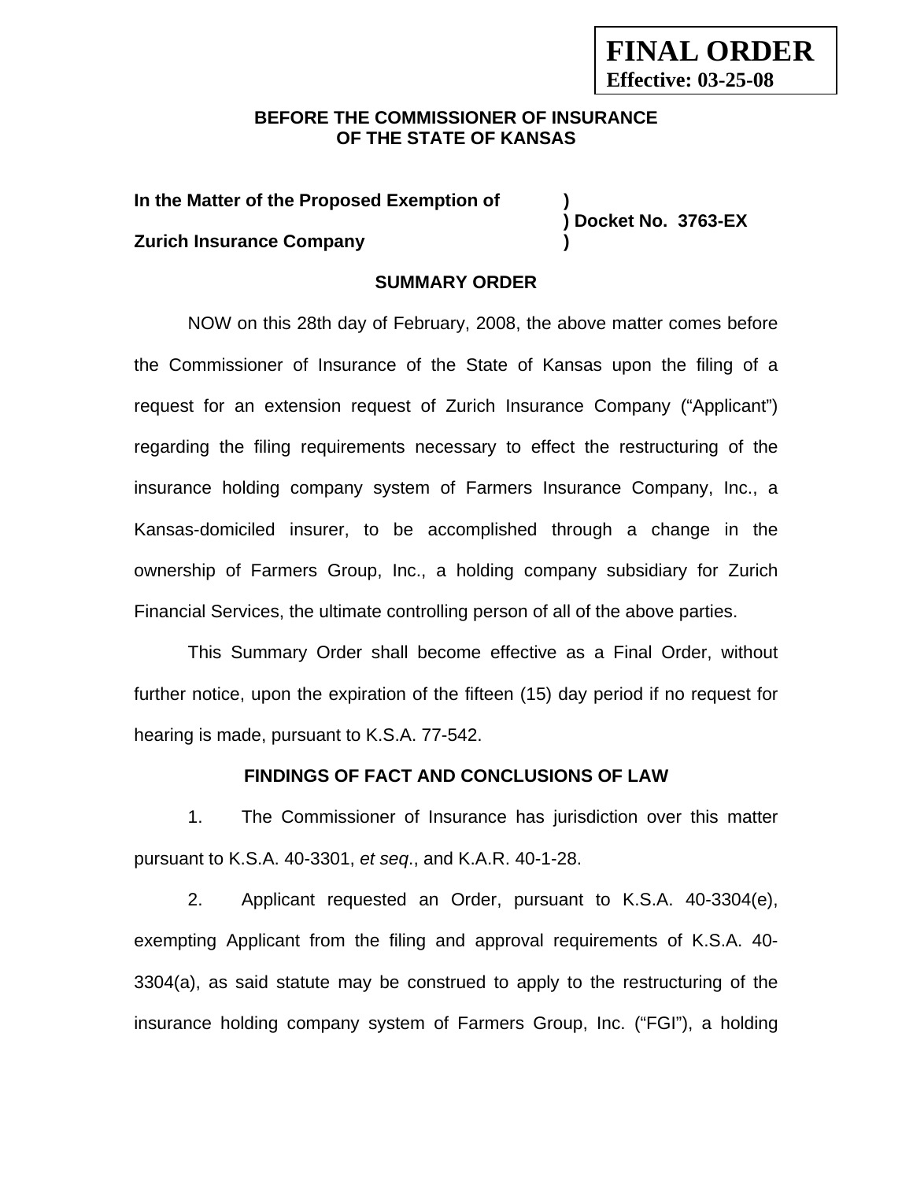**FINAL ORDER**
**Effective: 03-25-08**

**BEFORE THE COMMISSIONER OF INSURANCE**
**OF THE STATE OF KANSAS**

**In the Matter of the Proposed Exemption of )**
**) Docket No. 3763-EX**
**Zurich Insurance Company )**

**SUMMARY ORDER**

NOW on this 28th day of February, 2008, the above matter comes before the Commissioner of Insurance of the State of Kansas upon the filing of a request for an extension request of Zurich Insurance Company ("Applicant") regarding the filing requirements necessary to effect the restructuring of the insurance holding company system of Farmers Insurance Company, Inc., a Kansas-domiciled insurer, to be accomplished through a change in the ownership of Farmers Group, Inc., a holding company subsidiary for Zurich Financial Services, the ultimate controlling person of all of the above parties.

This Summary Order shall become effective as a Final Order, without further notice, upon the expiration of the fifteen (15) day period if no request for hearing is made, pursuant to K.S.A. 77-542.

**FINDINGS OF FACT AND CONCLUSIONS OF LAW**

1. The Commissioner of Insurance has jurisdiction over this matter pursuant to K.S.A. 40-3301, *et seq*., and K.A.R. 40-1-28.

2. Applicant requested an Order, pursuant to K.S.A. 40-3304(e), exempting Applicant from the filing and approval requirements of K.S.A. 40-3304(a), as said statute may be construed to apply to the restructuring of the insurance holding company system of Farmers Group, Inc. ("FGI"), a holding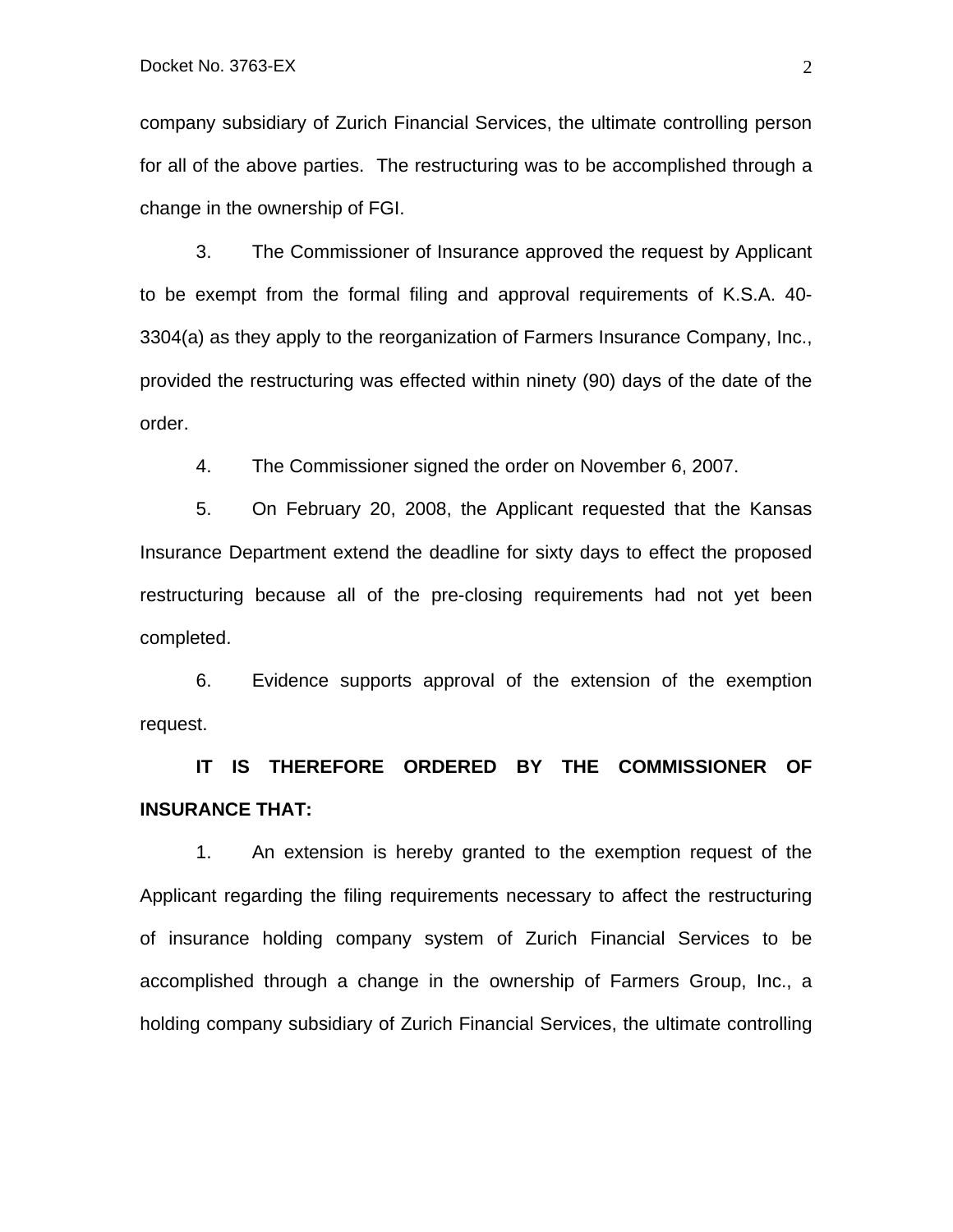company subsidiary of Zurich Financial Services, the ultimate controlling person for all of the above parties. The restructuring was to be accomplished through a change in the ownership of FGI.

3. The Commissioner of Insurance approved the request by Applicant to be exempt from the formal filing and approval requirements of K.S.A. 40-3304(a) as they apply to the reorganization of Farmers Insurance Company, Inc., provided the restructuring was effected within ninety (90) days of the date of the order.

4. The Commissioner signed the order on November 6, 2007.

5. On February 20, 2008, the Applicant requested that the Kansas Insurance Department extend the deadline for sixty days to effect the proposed restructuring because all of the pre-closing requirements had not yet been completed.

6. Evidence supports approval of the extension of the exemption request.

**IT IS THEREFORE ORDERED BY THE COMMISSIONER OF INSURANCE THAT:**

1. An extension is hereby granted to the exemption request of the Applicant regarding the filing requirements necessary to affect the restructuring of insurance holding company system of Zurich Financial Services to be accomplished through a change in the ownership of Farmers Group, Inc., a holding company subsidiary of Zurich Financial Services, the ultimate controlling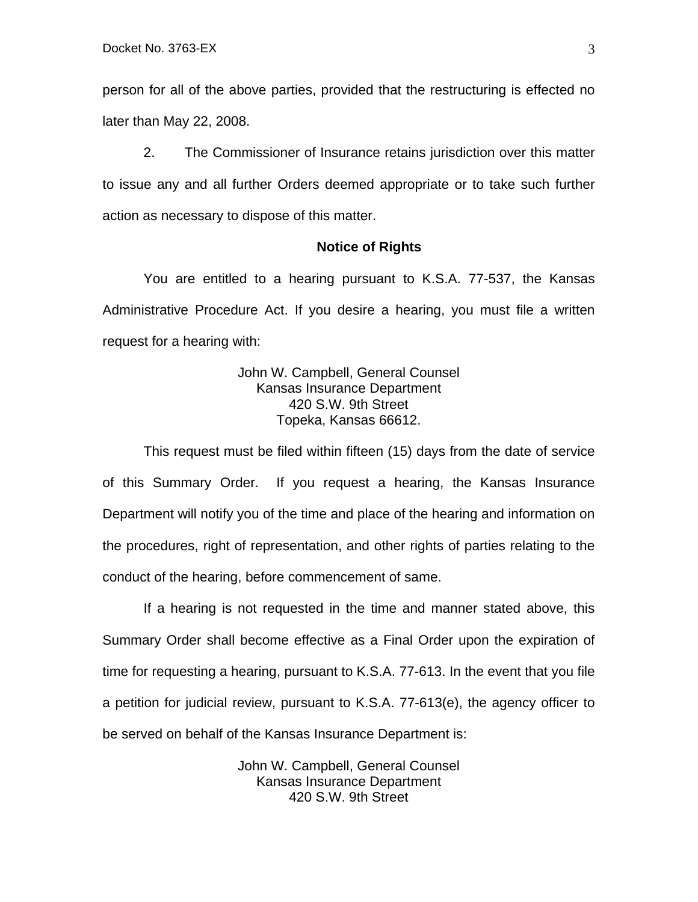person for all of the above parties, provided that the restructuring is effected no later than May 22, 2008.

2. The Commissioner of Insurance retains jurisdiction over this matter to issue any and all further Orders deemed appropriate or to take such further action as necessary to dispose of this matter.

**Notice of Rights**

You are entitled to a hearing pursuant to K.S.A. 77-537, the Kansas Administrative Procedure Act. If you desire a hearing, you must file a written request for a hearing with:

John W. Campbell, General Counsel
Kansas Insurance Department
420 S.W. 9th Street
Topeka, Kansas 66612.

This request must be filed within fifteen (15) days from the date of service of this Summary Order. If you request a hearing, the Kansas Insurance Department will notify you of the time and place of the hearing and information on the procedures, right of representation, and other rights of parties relating to the conduct of the hearing, before commencement of same.

If a hearing is not requested in the time and manner stated above, this Summary Order shall become effective as a Final Order upon the expiration of time for requesting a hearing, pursuant to K.S.A. 77-613. In the event that you file a petition for judicial review, pursuant to K.S.A. 77-613(e), the agency officer to be served on behalf of the Kansas Insurance Department is:

John W. Campbell, General Counsel
Kansas Insurance Department
420 S.W. 9th Street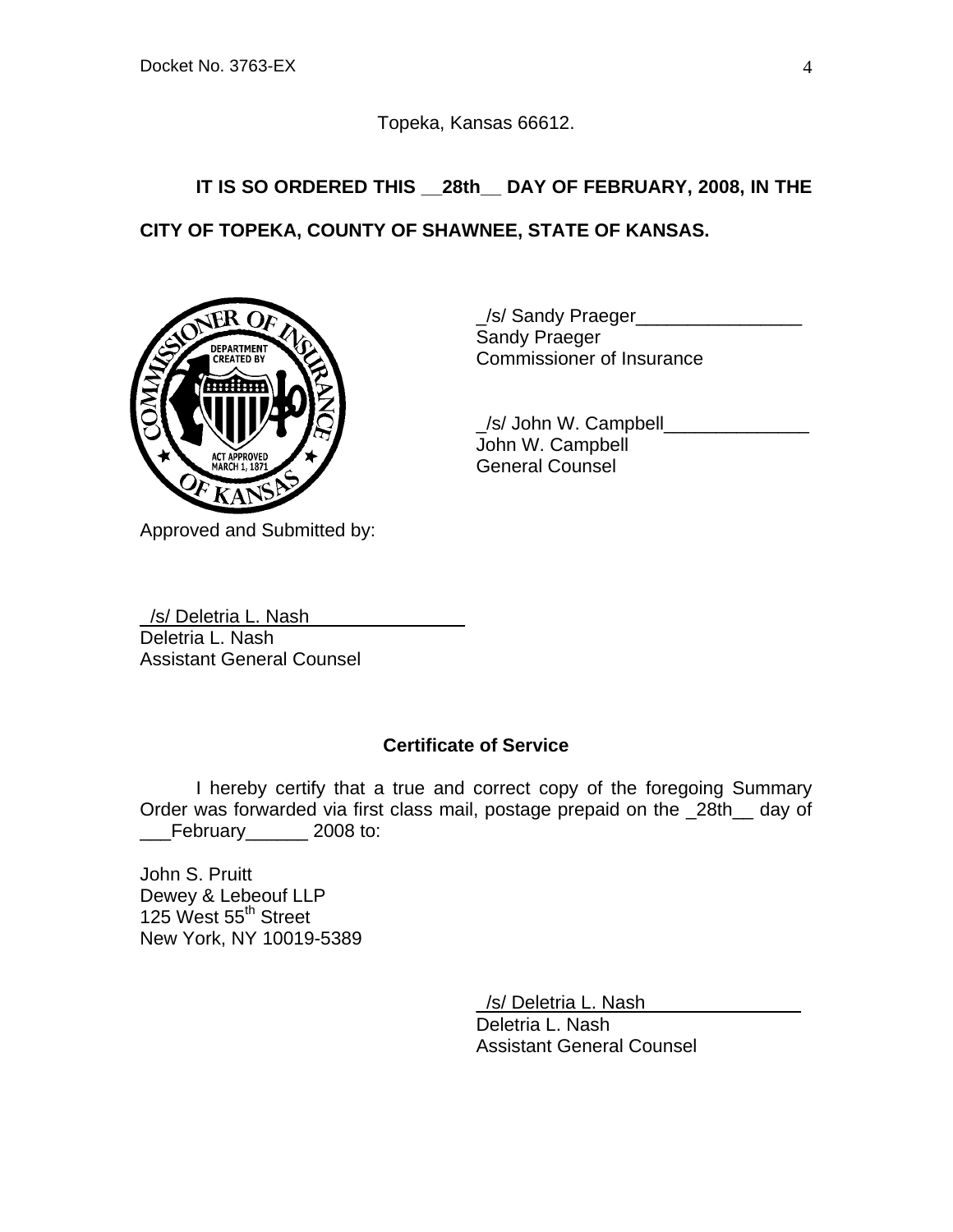Topeka, Kansas 66612.

**IT IS SO ORDERED THIS __28th__ DAY OF FEBRUARY, 2008, IN THE CITY OF TOPEKA, COUNTY OF SHAWNEE, STATE OF KANSAS.**

_/s/ Sandy Praeger________________
Sandy Praeger
Commissioner of Insurance

_/s/ John W. Campbell______________
John W. Campbell
General Counsel

Approved and Submitted by:

_/s/ Deletria L. Nash_______________
Deletria L. Nash
Assistant General Counsel

**Certificate of Service**

I hereby certify that a true and correct copy of the foregoing Summary Order was forwarded via first class mail, postage prepaid on the _28th__ day of ___February______ 2008 to:

John S. Pruitt
Dewey & Lebeouf LLP
125 West 55th Street
New York, NY 10019-5389

_/s/ Deletria L. Nash_______________
Deletria L. Nash
Assistant General Counsel